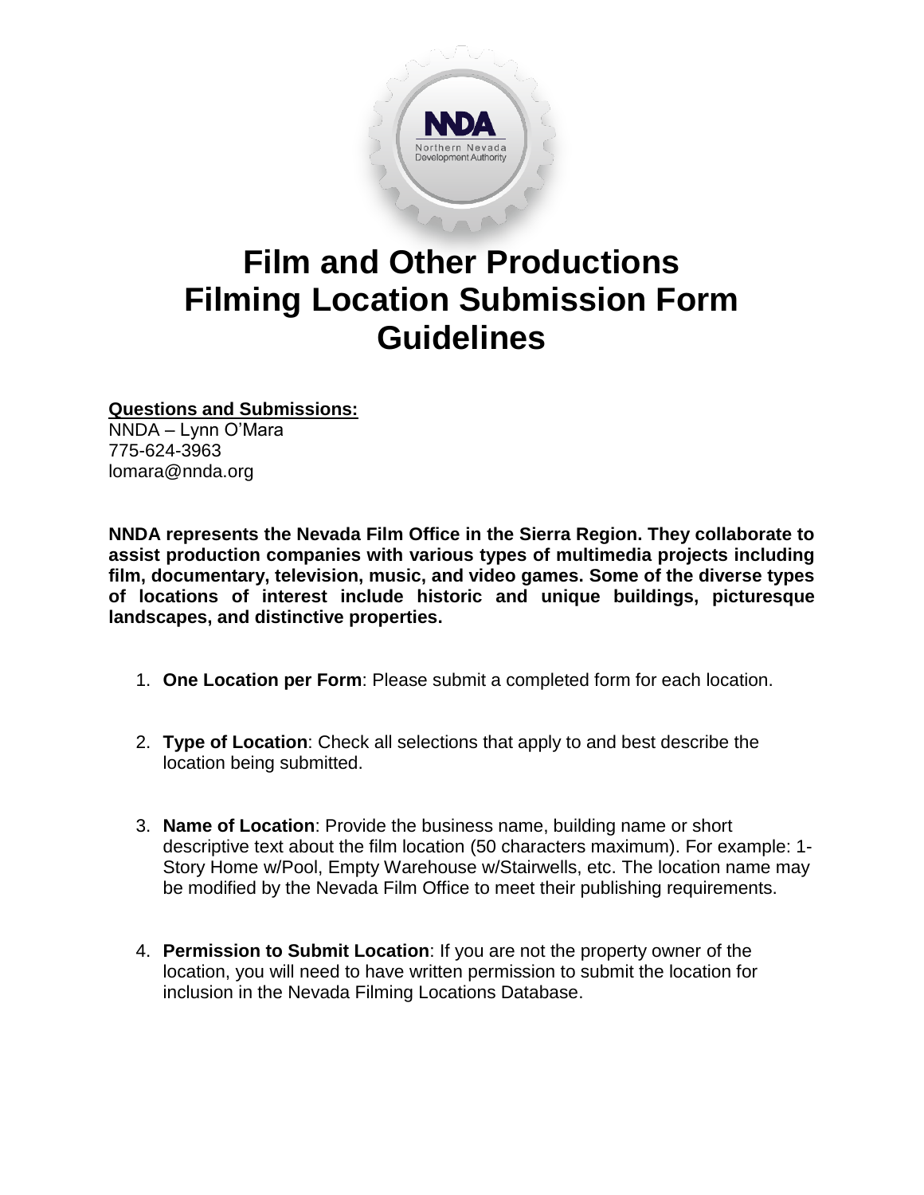# Film and Other Productions Filming Location Submission Form Guidelines

**Questions and Submissions:**

NNDA – Lynn O'Mara
775-624-3963
lomara@nnda.org

**NNDA represents the Nevada Film Office in the Sierra Region. They collaborate to assist production companies with various types of multimedia projects including film, documentary, television, music, and video games. Some of the diverse types of locations of interest include historic and unique buildings, picturesque landscapes, and distinctive properties.**

1. **One Location per Form**: Please submit a completed form for each location.

2. **Type of Location**: Check all selections that apply to and best describe the location being submitted.

3. **Name of Location**: Provide the business name, building name or short descriptive text about the film location (50 characters maximum). For example: 1-Story Home w/Pool, Empty Warehouse w/Stairwells, etc. The location name may be modified by the Nevada Film Office to meet their publishing requirements.

4. **Permission to Submit Location**: If you are not the property owner of the location, you will need to have written permission to submit the location for inclusion in the Nevada Filming Locations Database.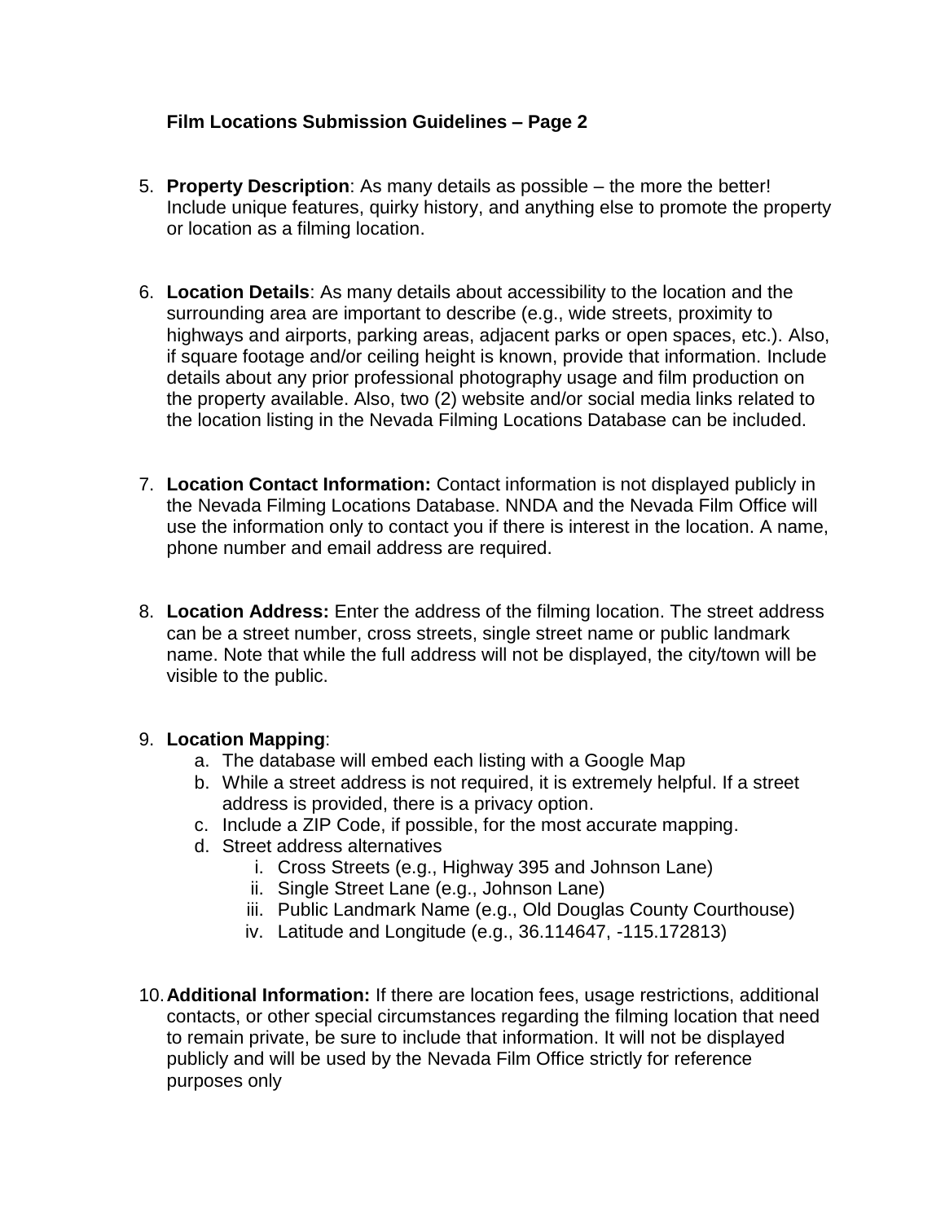**Film Locations Submission Guidelines – Page 2**

5. **Property Description**: As many details as possible – the more the better! Include unique features, quirky history, and anything else to promote the property or location as a filming location.

6. **Location Details**: As many details about accessibility to the location and the surrounding area are important to describe (e.g., wide streets, proximity to highways and airports, parking areas, adjacent parks or open spaces, etc.). Also, if square footage and/or ceiling height is known, provide that information. Include details about any prior professional photography usage and film production on the property available. Also, two (2) website and/or social media links related to the location listing in the Nevada Filming Locations Database can be included.

7. **Location Contact Information:** Contact information is not displayed publicly in the Nevada Filming Locations Database. NNDA and the Nevada Film Office will use the information only to contact you if there is interest in the location. A name, phone number and email address are required.

8. **Location Address:** Enter the address of the filming location. The street address can be a street number, cross streets, single street name or public landmark name. Note that while the full address will not be displayed, the city/town will be visible to the public.

9. **Location Mapping**:
   a. The database will embed each listing with a Google Map
   b. While a street address is not required, it is extremely helpful. If a street address is provided, there is a privacy option.
   c. Include a ZIP Code, if possible, for the most accurate mapping.
   d. Street address alternatives
      i. Cross Streets (e.g., Highway 395 and Johnson Lane)
      ii. Single Street Lane (e.g., Johnson Lane)
      iii. Public Landmark Name (e.g., Old Douglas County Courthouse)
      iv. Latitude and Longitude (e.g., 36.114647, -115.172813)

10. **Additional Information:** If there are location fees, usage restrictions, additional contacts, or other special circumstances regarding the filming location that need to remain private, be sure to include that information. It will not be displayed publicly and will be used by the Nevada Film Office strictly for reference purposes only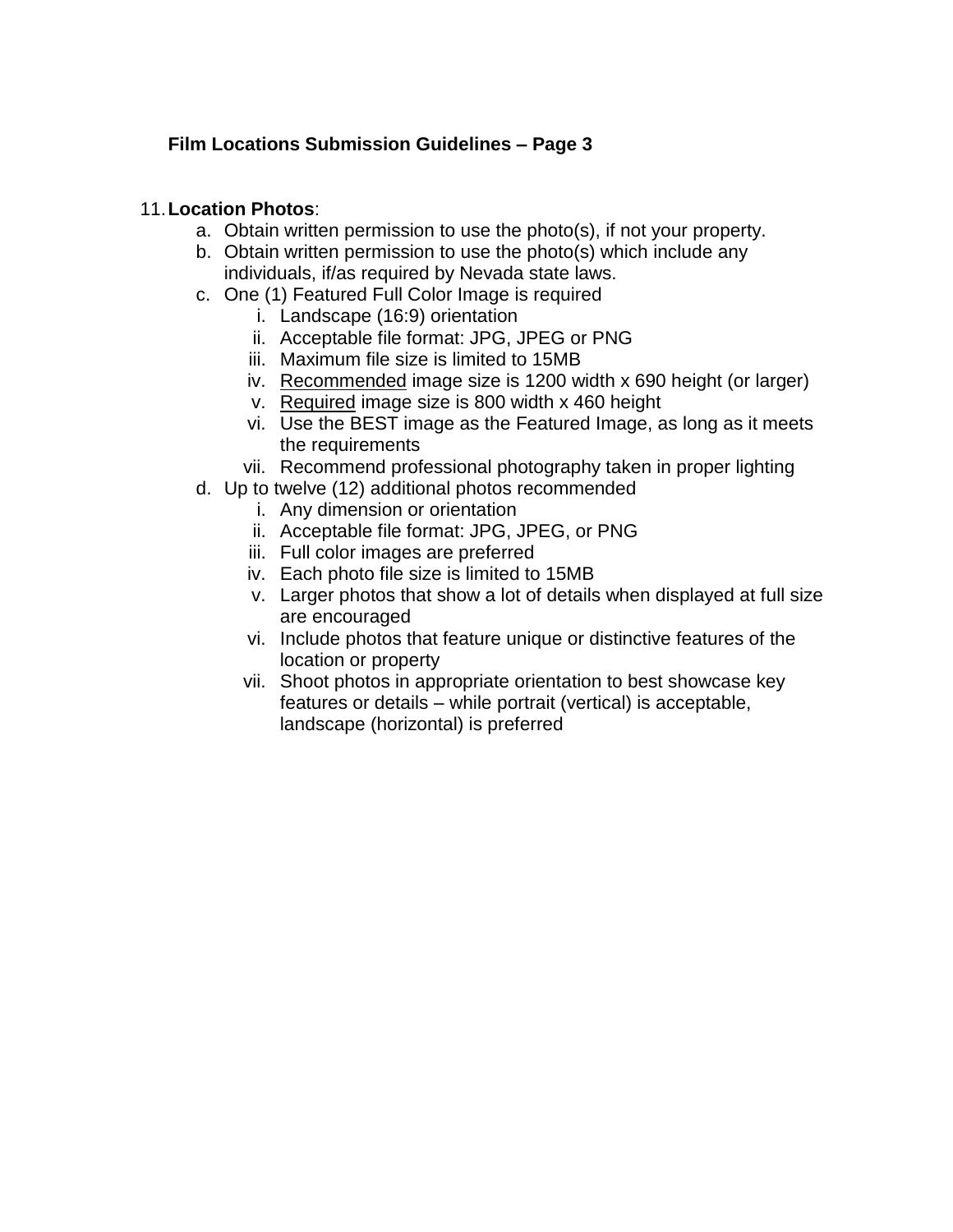11. **Location Photos**:
    a. Obtain written permission to use the photo(s), if not your property.
    b. Obtain written permission to use the photo(s) which include any individuals, if/as required by Nevada state laws.
    c. One (1) Featured Full Color Image is required
        i. Landscape (16:9) orientation
        ii. Acceptable file format: JPG, JPEG or PNG
        iii. Maximum file size is limited to 15MB
        iv. Recommended image size is 1200 width x 690 height (or larger)
        v. Required image size is 800 width x 460 height
        vi. Use the BEST image as the Featured Image, as long as it meets the requirements
        vii. Recommend professional photography taken in proper lighting
    d. Up to twelve (12) additional photos recommended
        i. Any dimension or orientation
        ii. Acceptable file format: JPG, JPEG, or PNG
        iii. Full color images are preferred
        iv. Each photo file size is limited to 15MB
        v. Larger photos that show a lot of details when displayed at full size are encouraged
        vi. Include photos that feature unique or distinctive features of the location or property
        vii. Shoot photos in appropriate orientation to best showcase key features or details – while portrait (vertical) is acceptable, landscape (horizontal) is preferred